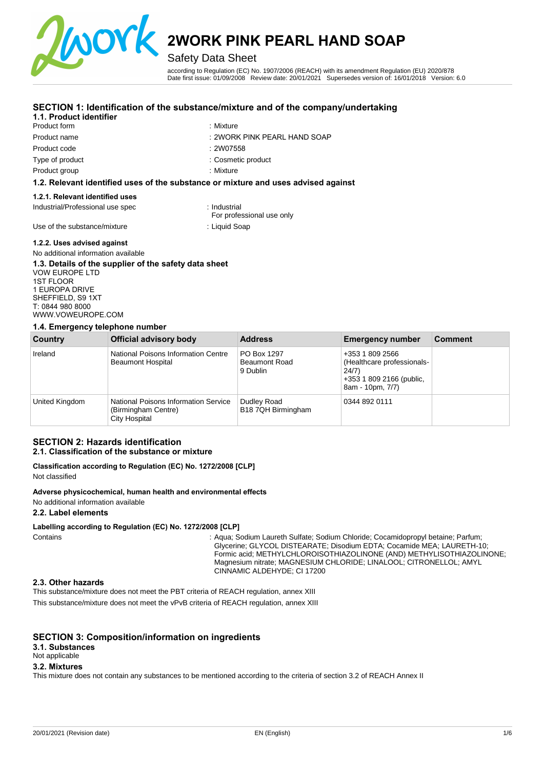# 2WORK PINK PEARL HAND SOAP

## Safety Data Sheet

according to Regulation (EC) No. 1907/2006 (REACH) with its amendment Regulation (EU) 2020/878
Date first issue: 01/09/2008 Review date: 20/01/2021 Supersedes version of: 16/01/2018 Version: 6.0

## SECTION 1: Identification of the substance/mixture and of the company/undertaking

### 1.1. Product identifier

| | |
|---|---|
| Product form | : Mixture |
| Product name | : 2WORK PINK PEARL HAND SOAP |
| Product code | : 2W07558 |
| Type of product | : Cosmetic product |
| Product group | : Mixture |

### 1.2. Relevant identified uses of the substance or mixture and uses advised against

#### 1.2.1. Relevant identified uses

| | |
|---|---|
| Industrial/Professional use spec | : Industrial<br>For professional use only |
| Use of the substance/mixture | : Liquid Soap |

#### 1.2.2. Uses advised against

No additional information available

### 1.3. Details of the supplier of the safety data sheet

VOW EUROPE LTD
1ST FLOOR
1 EUROPA DRIVE
SHEFFIELD, S9 1XT
T: 0844 980 8000
WWW.VOWEUROPE.COM

### 1.4. Emergency telephone number

| Country | Official advisory body | Address | Emergency number | Comment |
|---|---|---|---|---|
| Ireland | National Poisons Information Centre Beaumont Hospital | PO Box 1297 Beaumont Road 9 Dublin | +353 1 809 2566 (Healthcare professionals-24/7)<br>+353 1 809 2166 (public, 8am - 10pm, 7/7) | |
| United Kingdom | National Poisons Information Service (Birmingham Centre) City Hospital | Dudley Road B18 7QH Birmingham | 0344 892 0111 | |

## SECTION 2: Hazards identification

### 2.1. Classification of the substance or mixture

**Classification according to Regulation (EC) No. 1272/2008 [CLP]**

Not classified

**Adverse physicochemical, human health and environmental effects**

No additional information available

### 2.2. Label elements

**Labelling according to Regulation (EC) No. 1272/2008 [CLP]**

Contains : Aqua; Sodium Laureth Sulfate; Sodium Chloride; Cocamidopropyl betaine; Parfum; Glycerine; GLYCOL DISTEARATE; Disodium EDTA; Cocamide MEA; LAURETH-10; Formic acid; METHYLCHLOROISOTHIAZOLINONE (AND) METHYLISOTHIAZOLINONE; Magnesium nitrate; MAGNESIUM CHLORIDE; LINALOOL; CITRONELLOL; AMYL CINNAMIC ALDEHYDE; CI 17200

### 2.3. Other hazards

This substance/mixture does not meet the PBT criteria of REACH regulation, annex XIII

This substance/mixture does not meet the vPvB criteria of REACH regulation, annex XIII

## SECTION 3: Composition/information on ingredients

### 3.1. Substances

Not applicable

### 3.2. Mixtures

This mixture does not contain any substances to be mentioned according to the criteria of section 3.2 of REACH Annex II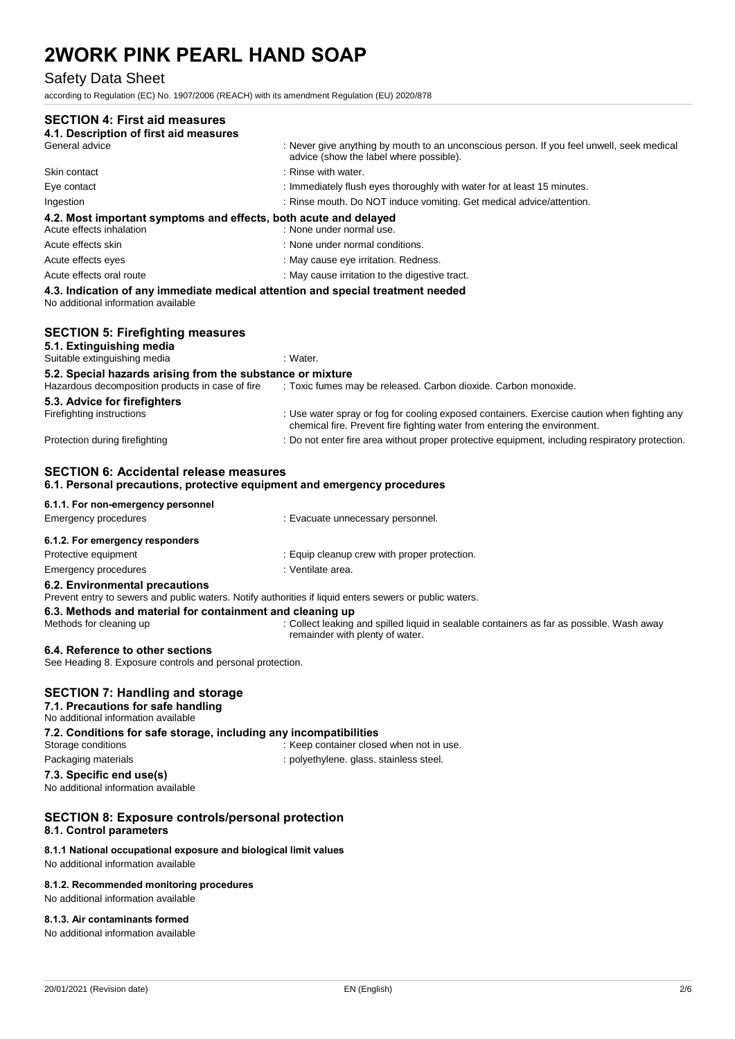## SECTION 4: First aid measures

### 4.1. Description of first aid measures

| | |
|---|---|
| General advice | : Never give anything by mouth to an unconscious person. If you feel unwell, seek medical advice (show the label where possible). |
| Skin contact | : Rinse with water. |
| Eye contact | : Immediately flush eyes thoroughly with water for at least 15 minutes. |
| Ingestion | : Rinse mouth. Do NOT induce vomiting. Get medical advice/attention. |

### 4.2. Most important symptoms and effects, both acute and delayed

| | |
|---|---|
| Acute effects inhalation | : None under normal use. |
| Acute effects skin | : None under normal conditions. |
| Acute effects eyes | : May cause eye irritation. Redness. |
| Acute effects oral route | : May cause irritation to the digestive tract. |

### 4.3. Indication of any immediate medical attention and special treatment needed

No additional information available

## SECTION 5: Firefighting measures

### 5.1. Extinguishing media

| | |
|---|---|
| Suitable extinguishing media | : Water. |

### 5.2. Special hazards arising from the substance or mixture

| | |
|---|---|
| Hazardous decomposition products in case of fire | : Toxic fumes may be released. Carbon dioxide. Carbon monoxide. |

### 5.3. Advice for firefighters

| | |
|---|---|
| Firefighting instructions | : Use water spray or fog for cooling exposed containers. Exercise caution when fighting any chemical fire. Prevent fire fighting water from entering the environment. |
| Protection during firefighting | : Do not enter fire area without proper protective equipment, including respiratory protection. |

## SECTION 6: Accidental release measures

### 6.1. Personal precautions, protective equipment and emergency procedures

#### 6.1.1. For non-emergency personnel

| | |
|---|---|
| Emergency procedures | : Evacuate unnecessary personnel. |

#### 6.1.2. For emergency responders

| | |
|---|---|
| Protective equipment | : Equip cleanup crew with proper protection. |
| Emergency procedures | : Ventilate area. |

### 6.2. Environmental precautions

Prevent entry to sewers and public waters. Notify authorities if liquid enters sewers or public waters.

### 6.3. Methods and material for containment and cleaning up

| | |
|---|---|
| Methods for cleaning up | : Collect leaking and spilled liquid in sealable containers as far as possible. Wash away remainder with plenty of water. |

### 6.4. Reference to other sections

See Heading 8. Exposure controls and personal protection.

## SECTION 7: Handling and storage

### 7.1. Precautions for safe handling

No additional information available

### 7.2. Conditions for safe storage, including any incompatibilities

| | |
|---|---|
| Storage conditions | : Keep container closed when not in use. |
| Packaging materials | : polyethylene. glass. stainless steel. |

### 7.3. Specific end use(s)

No additional information available

## SECTION 8: Exposure controls/personal protection

### 8.1. Control parameters

#### 8.1.1 National occupational exposure and biological limit values

No additional information available

#### 8.1.2. Recommended monitoring procedures

No additional information available

#### 8.1.3. Air contaminants formed

No additional information available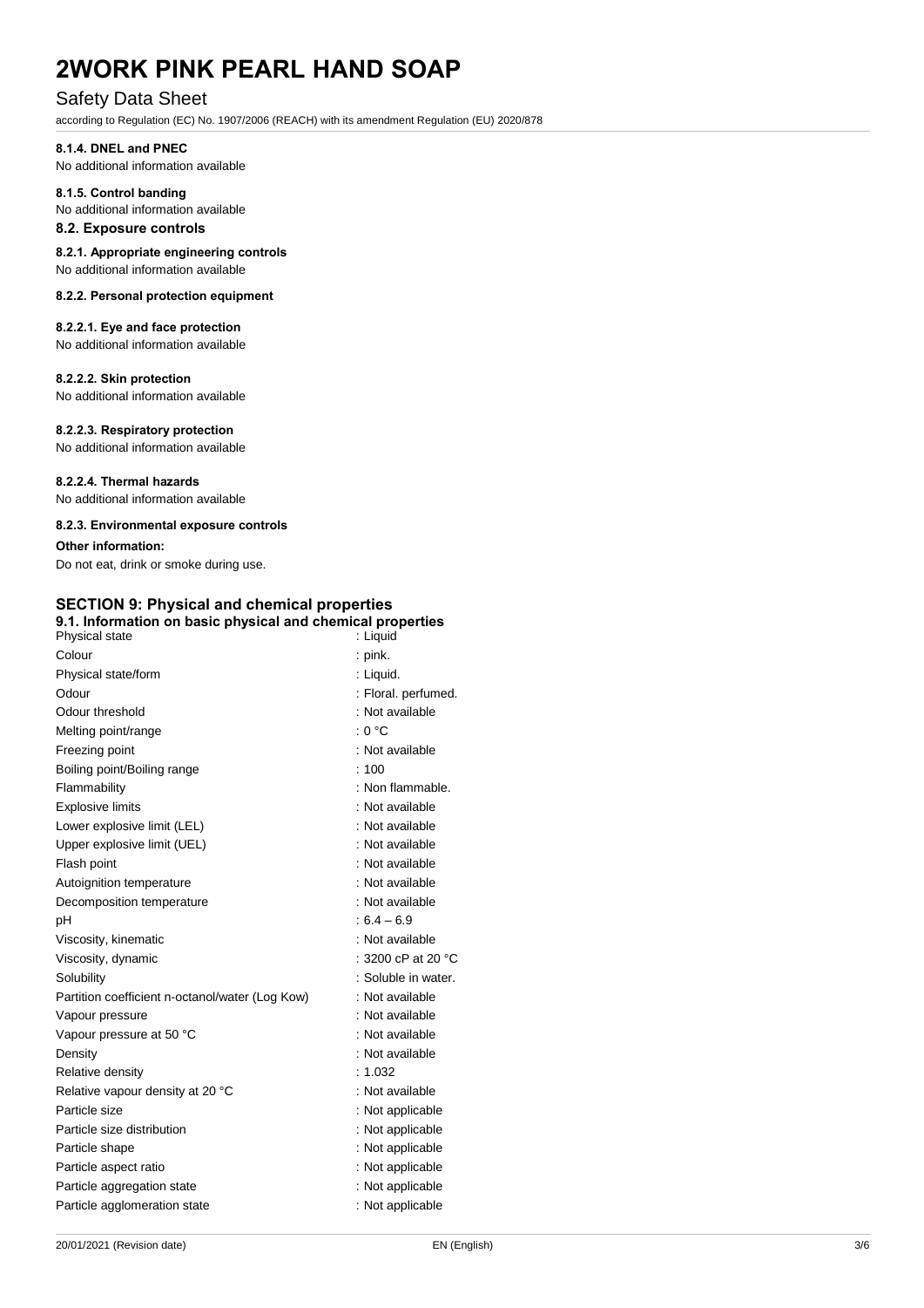#### 8.1.4. DNEL and PNEC

No additional information available

#### 8.1.5. Control banding

No additional information available

### 8.2. Exposure controls

#### 8.2.1. Appropriate engineering controls

No additional information available

#### 8.2.2. Personal protection equipment

##### 8.2.2.1. Eye and face protection

No additional information available

##### 8.2.2.2. Skin protection

No additional information available

##### 8.2.2.3. Respiratory protection

No additional information available

##### 8.2.2.4. Thermal hazards

No additional information available

#### 8.2.3. Environmental exposure controls

**Other information:**

Do not eat, drink or smoke during use.

## SECTION 9: Physical and chemical properties

### 9.1. Information on basic physical and chemical properties

| Property | Value |
|---|---|
| Physical state | : Liquid |
| Colour | : pink. |
| Physical state/form | : Liquid. |
| Odour | : Floral. perfumed. |
| Odour threshold | : Not available |
| Melting point/range | : 0 °C |
| Freezing point | : Not available |
| Boiling point/Boiling range | : 100 |
| Flammability | : Non flammable. |
| Explosive limits | : Not available |
| Lower explosive limit (LEL) | : Not available |
| Upper explosive limit (UEL) | : Not available |
| Flash point | : Not available |
| Autoignition temperature | : Not available |
| Decomposition temperature | : Not available |
| pH | : 6.4 – 6.9 |
| Viscosity, kinematic | : Not available |
| Viscosity, dynamic | : 3200 cP at 20 °C |
| Solubility | : Soluble in water. |
| Partition coefficient n-octanol/water (Log Kow) | : Not available |
| Vapour pressure | : Not available |
| Vapour pressure at 50 °C | : Not available |
| Density | : Not available |
| Relative density | : 1.032 |
| Relative vapour density at 20 °C | : Not available |
| Particle size | : Not applicable |
| Particle size distribution | : Not applicable |
| Particle shape | : Not applicable |
| Particle aspect ratio | : Not applicable |
| Particle aggregation state | : Not applicable |
| Particle agglomeration state | : Not applicable |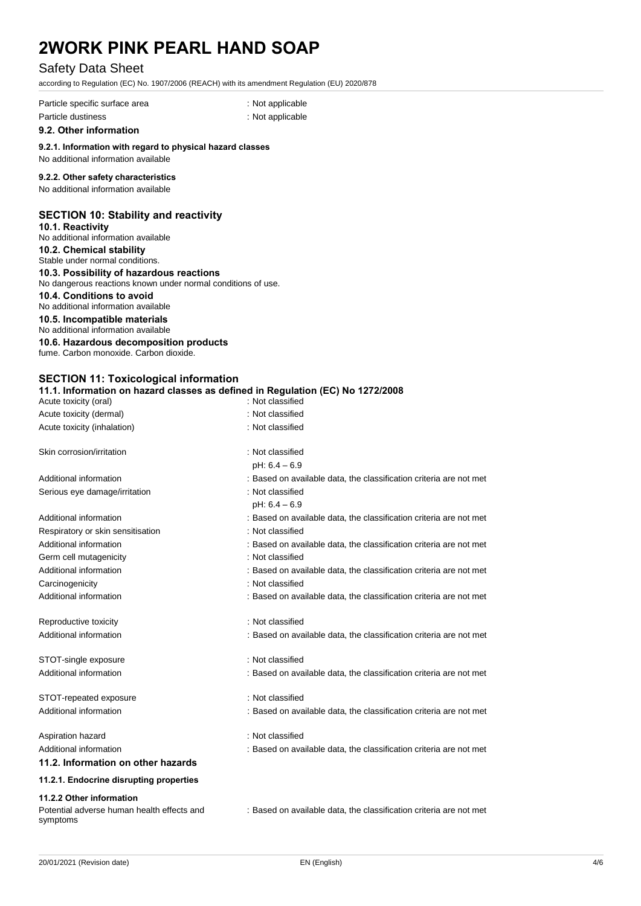Particle specific surface area : Not applicable

Particle dustiness : Not applicable

### 9.2. Other information

#### 9.2.1. Information with regard to physical hazard classes

No additional information available

#### 9.2.2. Other safety characteristics

No additional information available

## SECTION 10: Stability and reactivity

### 10.1. Reactivity

No additional information available

### 10.2. Chemical stability

Stable under normal conditions.

### 10.3. Possibility of hazardous reactions

No dangerous reactions known under normal conditions of use.

### 10.4. Conditions to avoid

No additional information available

### 10.5. Incompatible materials

No additional information available

### 10.6. Hazardous decomposition products

fume. Carbon monoxide. Carbon dioxide.

## SECTION 11: Toxicological information

### 11.1. Information on hazard classes as defined in Regulation (EC) No 1272/2008

Acute toxicity (oral) : Not classified

Acute toxicity (dermal) : Not classified

Acute toxicity (inhalation) : Not classified

Skin corrosion/irritation : Not classified
pH: 6.4 – 6.9

Additional information : Based on available data, the classification criteria are not met

Serious eye damage/irritation : Not classified
pH: 6.4 – 6.9

Additional information : Based on available data, the classification criteria are not met

Respiratory or skin sensitisation : Not classified

Additional information : Based on available data, the classification criteria are not met

Germ cell mutagenicity : Not classified

Additional information : Based on available data, the classification criteria are not met

Carcinogenicity : Not classified

Additional information : Based on available data, the classification criteria are not met

Reproductive toxicity : Not classified

Additional information : Based on available data, the classification criteria are not met

STOT-single exposure : Not classified

Additional information : Based on available data, the classification criteria are not met

STOT-repeated exposure : Not classified

Additional information : Based on available data, the classification criteria are not met

Aspiration hazard : Not classified

Additional information : Based on available data, the classification criteria are not met

### 11.2. Information on other hazards

#### 11.2.1. Endocrine disrupting properties

#### 11.2.2 Other information

Potential adverse human health effects and symptoms : Based on available data, the classification criteria are not met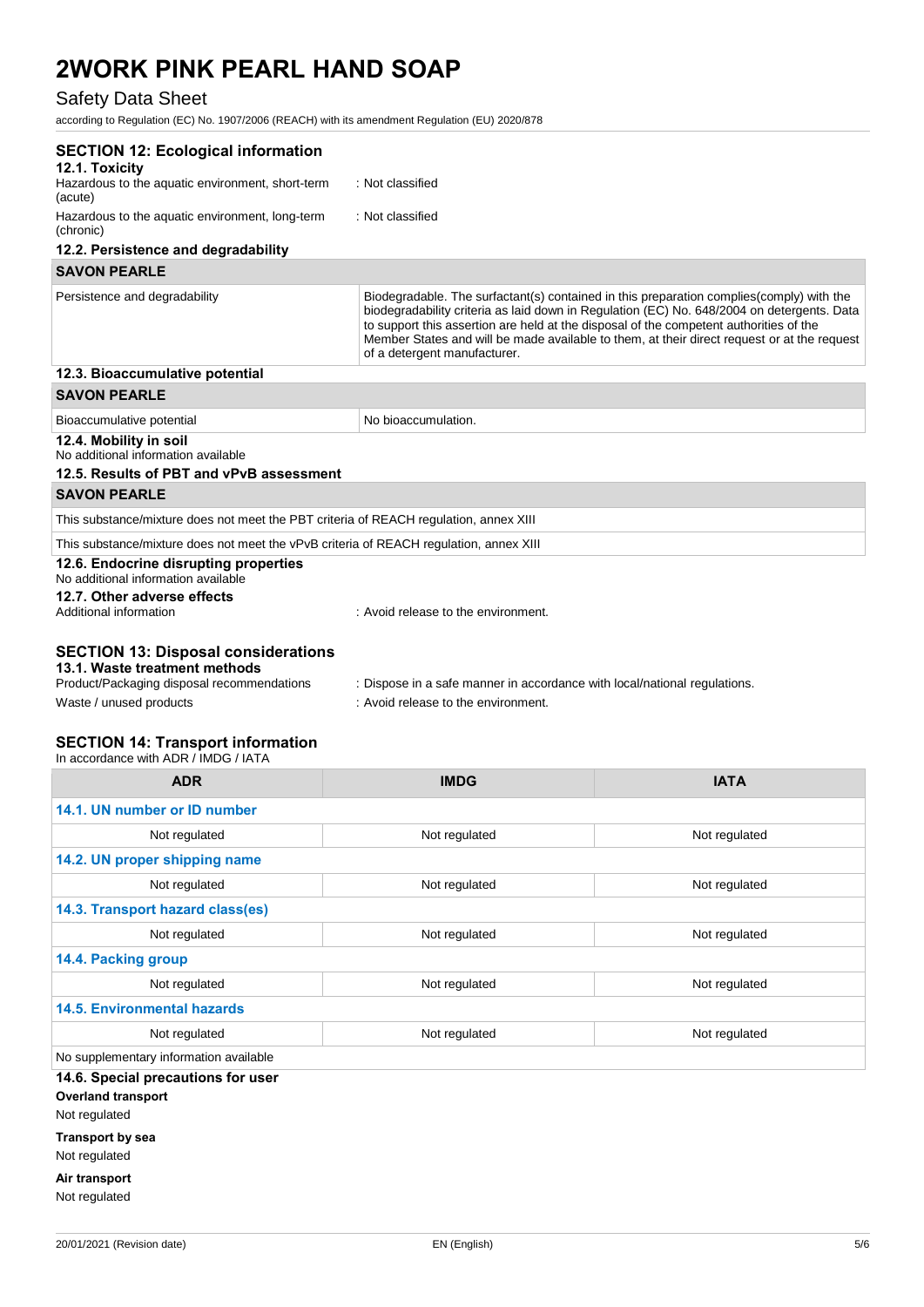## SECTION 12: Ecological information

### 12.1. Toxicity

Hazardous to the aquatic environment, short-term (acute) : Not classified

Hazardous to the aquatic environment, long-term (chronic) : Not classified

### 12.2. Persistence and degradability

| SAVON PEARLE | |
|---|---|
| Persistence and degradability | Biodegradable. The surfactant(s) contained in this preparation complies(comply) with the biodegradability criteria as laid down in Regulation (EC) No. 648/2004 on detergents. Data to support this assertion are held at the disposal of the competent authorities of the Member States and will be made available to them, at their direct request or at the request of a detergent manufacturer. |

### 12.3. Bioaccumulative potential

| SAVON PEARLE | |
|---|---|
| Bioaccumulative potential | No bioaccumulation. |

### 12.4. Mobility in soil

No additional information available

### 12.5. Results of PBT and vPvB assessment

| SAVON PEARLE |
|---|
| This substance/mixture does not meet the PBT criteria of REACH regulation, annex XIII |
| This substance/mixture does not meet the vPvB criteria of REACH regulation, annex XIII |

### 12.6. Endocrine disrupting properties

No additional information available

### 12.7. Other adverse effects

Additional information : Avoid release to the environment.

## SECTION 13: Disposal considerations

### 13.1. Waste treatment methods

Product/Packaging disposal recommendations : Dispose in a safe manner in accordance with local/national regulations.

Waste / unused products : Avoid release to the environment.

## SECTION 14: Transport information

In accordance with ADR / IMDG / IATA

| ADR | IMDG | IATA |
|---|---|---|
| **14.1. UN number or ID number** | | |
| Not regulated | Not regulated | Not regulated |
| **14.2. UN proper shipping name** | | |
| Not regulated | Not regulated | Not regulated |
| **14.3. Transport hazard class(es)** | | |
| Not regulated | Not regulated | Not regulated |
| **14.4. Packing group** | | |
| Not regulated | Not regulated | Not regulated |
| **14.5. Environmental hazards** | | |
| Not regulated | Not regulated | Not regulated |
| No supplementary information available | | |

### 14.6. Special precautions for user

**Overland transport**

Not regulated

**Transport by sea**

Not regulated

**Air transport**

Not regulated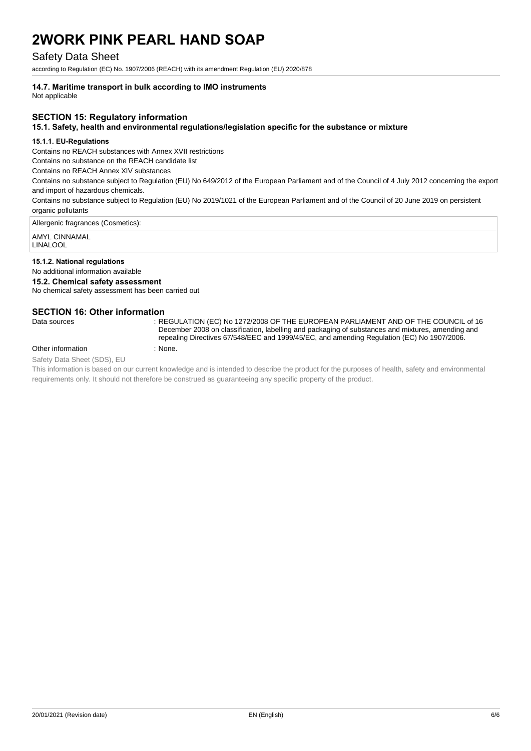### 14.7. Maritime transport in bulk according to IMO instruments

Not applicable

## SECTION 15: Regulatory information

### 15.1. Safety, health and environmental regulations/legislation specific for the substance or mixture

#### 15.1.1. EU-Regulations

Contains no REACH substances with Annex XVII restrictions

Contains no substance on the REACH candidate list

Contains no REACH Annex XIV substances

Contains no substance subject to Regulation (EU) No 649/2012 of the European Parliament and of the Council of 4 July 2012 concerning the export and import of hazardous chemicals.

Contains no substance subject to Regulation (EU) No 2019/1021 of the European Parliament and of the Council of 20 June 2019 on persistent organic pollutants

| Allergenic fragrances (Cosmetics): |
| --- |
| AMYL CINNAMAL<br>LINALOOL |

#### 15.1.2. National regulations

No additional information available

### 15.2. Chemical safety assessment

No chemical safety assessment has been carried out

## SECTION 16: Other information

Data sources : REGULATION (EC) No 1272/2008 OF THE EUROPEAN PARLIAMENT AND OF THE COUNCIL of 16 December 2008 on classification, labelling and packaging of substances and mixtures, amending and repealing Directives 67/548/EEC and 1999/45/EC, and amending Regulation (EC) No 1907/2006.

Other information : None.

Safety Data Sheet (SDS), EU

This information is based on our current knowledge and is intended to describe the product for the purposes of health, safety and environmental requirements only. It should not therefore be construed as guaranteeing any specific property of the product.